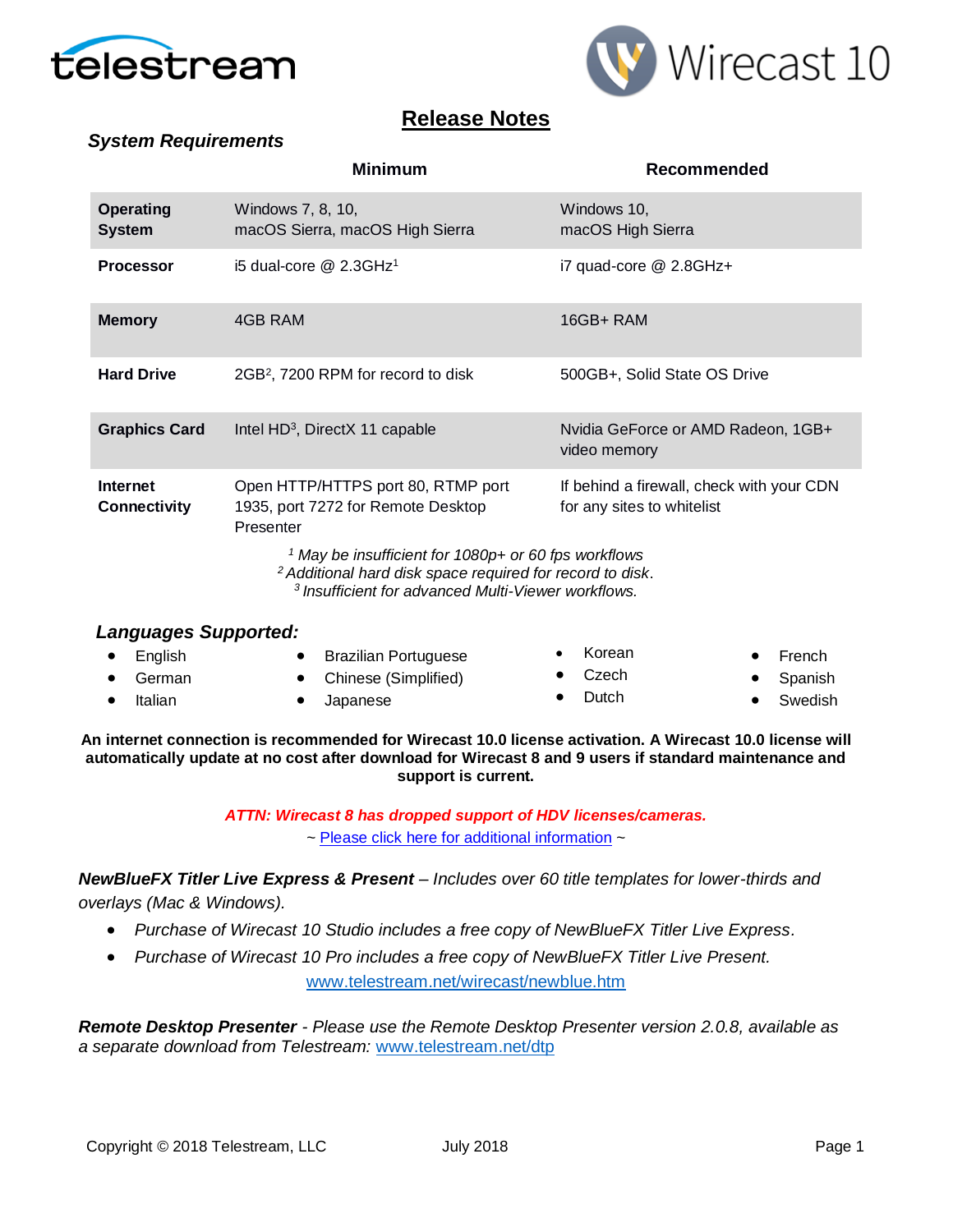# Release Notes

### *System Requirements*

| | Minimum | Recommended |
|---|---|---|
| **Operating System** | Windows 7, 8, 10, macOS Sierra, macOS High Sierra | Windows 10, macOS High Sierra |
| **Processor** | i5 dual-core @ 2.3GHz[1] | i7 quad-core @ 2.8GHz+ |
| **Memory** | 4GB RAM | 16GB+ RAM |
| **Hard Drive** | 2GB[2], 7200 RPM for record to disk | 500GB+, Solid State OS Drive |
| **Graphics Card** | Intel HD[3], DirectX 11 capable | Nvidia GeForce or AMD Radeon, 1GB+ video memory |
| **Internet Connectivity** | Open HTTP/HTTPS port 80, RTMP port 1935, port 7272 for Remote Desktop Presenter | If behind a firewall, check with your CDN for any sites to whitelist |

*[1] May be insufficient for 1080p+ or 60 fps workflows*
*[2] Additional hard disk space required for record to disk.*
*[3] Insufficient for advanced Multi-Viewer workflows.*

### *Languages Supported:*

- English
- German
- Italian
- Brazilian Portuguese
- Chinese (Simplified)
- Japanese
- Korean
- Czech
- Dutch
- French
- Spanish
- Swedish

**An internet connection is recommended for Wirecast 10.0 license activation. A Wirecast 10.0 license will automatically update at no cost after download for Wirecast 8 and 9 users if standard maintenance and support is current.**

***ATTN: Wirecast 8 has dropped support of HDV licenses/cameras.***

~ Please click here for additional information ~

***NewBlueFX Titler Live Express & Present*** *– Includes over 60 title templates for lower-thirds and overlays (Mac & Windows).*

- *Purchase of Wirecast 10 Studio includes a free copy of NewBlueFX Titler Live Express.*
- *Purchase of Wirecast 10 Pro includes a free copy of NewBlueFX Titler Live Present.*

www.telestream.net/wirecast/newblue.htm

***Remote Desktop Presenter*** *- Please use the Remote Desktop Presenter version 2.0.8, available as a separate download from Telestream:* www.telestream.net/dtp

Copyright © 2018 Telestream, LLC July 2018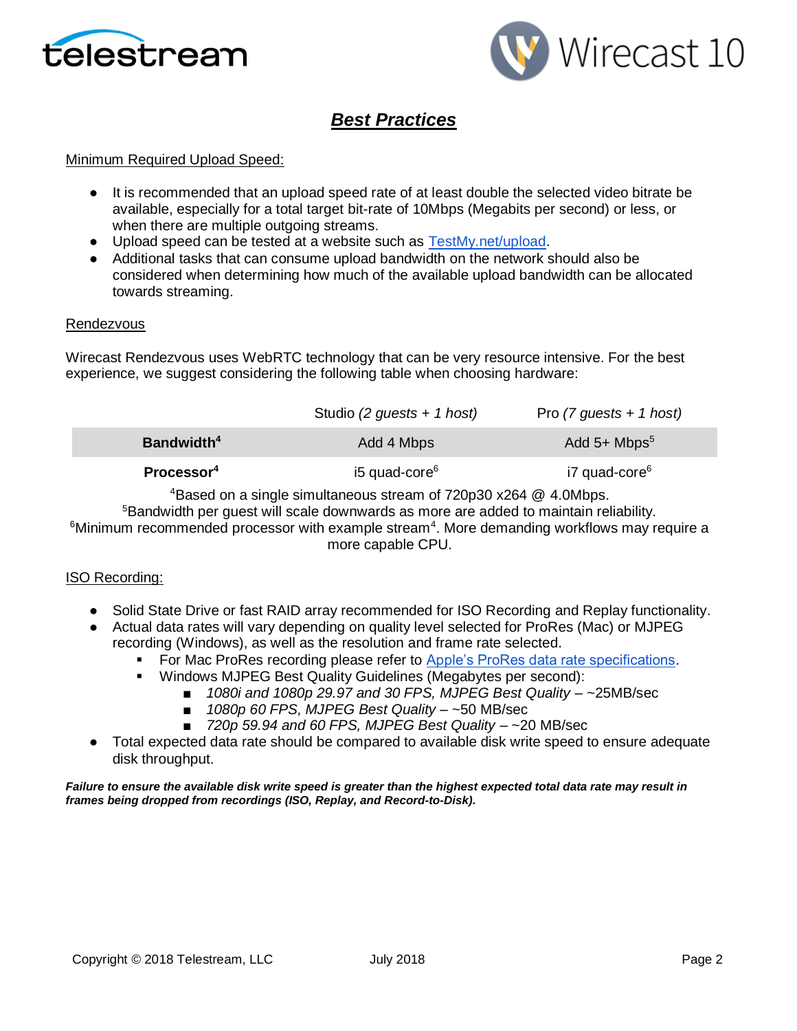## *Best Practices*

Minimum Required Upload Speed:

- It is recommended that an upload speed rate of at least double the selected video bitrate be available, especially for a total target bit-rate of 10Mbps (Megabits per second) or less, or when there are multiple outgoing streams.
- Upload speed can be tested at a website such as [TestMy.net/upload](TestMy.net/upload).
- Additional tasks that can consume upload bandwidth on the network should also be considered when determining how much of the available upload bandwidth can be allocated towards streaming.

Rendezvous

Wirecast Rendezvous uses WebRTC technology that can be very resource intensive. For the best experience, we suggest considering the following table when choosing hardware:

| | Studio *(2 guests + 1 host)* | Pro *(7 guests + 1 host)* |
|---|---|---|
| **Bandwidth**[4] | Add 4 Mbps | Add 5+ Mbps[5] |
| **Processor**[4] | i5 quad-core[6] | i7 quad-core[6] |

[4]Based on a single simultaneous stream of 720p30 x264 @ 4.0Mbps.
[5]Bandwidth per guest will scale downwards as more are added to maintain reliability.
[6]Minimum recommended processor with example stream[4]. More demanding workflows may require a more capable CPU.

ISO Recording:

- Solid State Drive or fast RAID array recommended for ISO Recording and Replay functionality.
- Actual data rates will vary depending on quality level selected for ProRes (Mac) or MJPEG recording (Windows), as well as the resolution and frame rate selected.
  - For Mac ProRes recording please refer to Apple's ProRes data rate specifications.
  - Windows MJPEG Best Quality Guidelines (Megabytes per second):
    - *1080i and 1080p 29.97 and 30 FPS, MJPEG Best Quality* – ~25MB/sec
    - *1080p 60 FPS, MJPEG Best Quality* – ~50 MB/sec
    - *720p 59.94 and 60 FPS, MJPEG Best Quality* – ~20 MB/sec
- Total expected data rate should be compared to available disk write speed to ensure adequate disk throughput.

***Failure to ensure the available disk write speed is greater than the highest expected total data rate may result in frames being dropped from recordings (ISO, Replay, and Record-to-Disk).***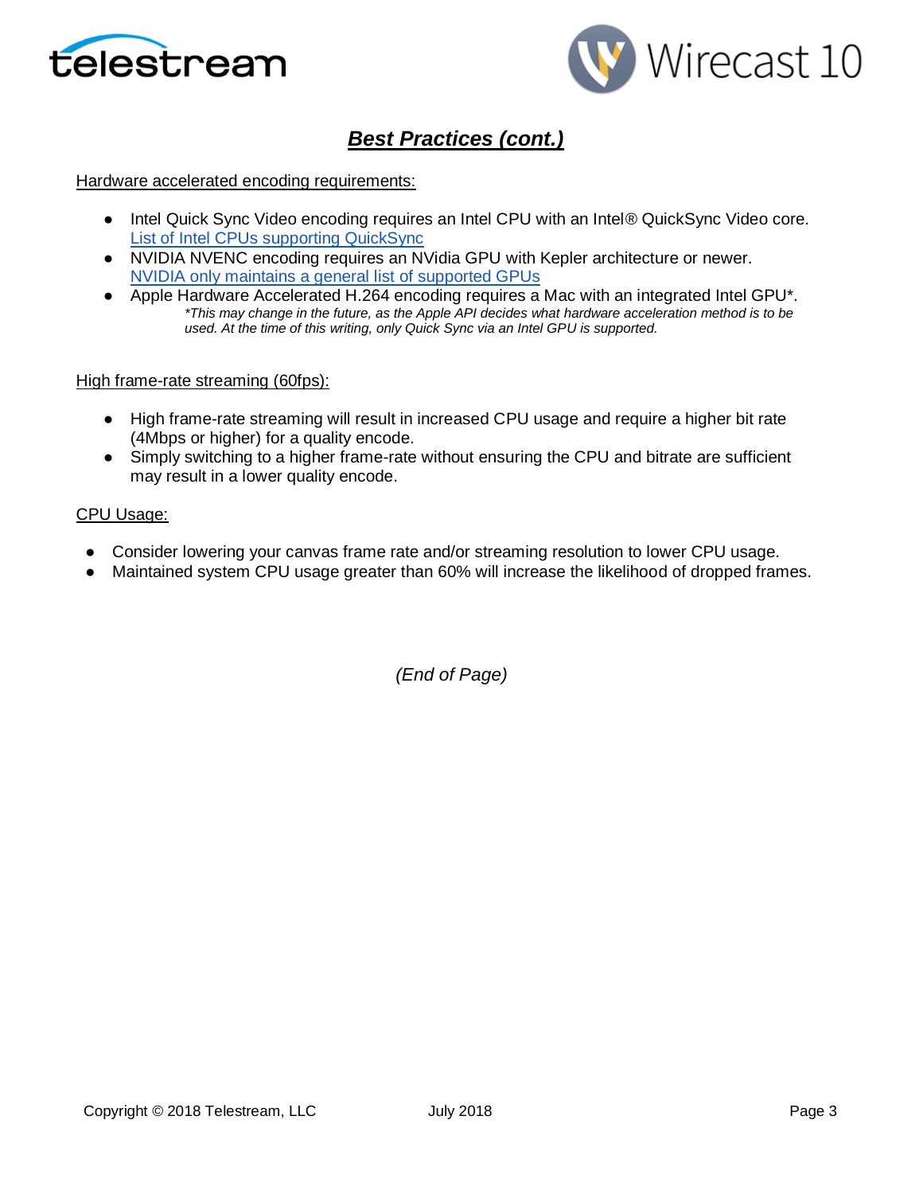## ***Best Practices (cont.)***

Hardware accelerated encoding requirements:

- Intel Quick Sync Video encoding requires an Intel CPU with an Intel® QuickSync Video core. List of Intel CPUs supporting QuickSync
- NVIDIA NVENC encoding requires an NVidia GPU with Kepler architecture or newer. NVIDIA only maintains a general list of supported GPUs
- Apple Hardware Accelerated H.264 encoding requires a Mac with an integrated Intel GPU*.
  *\*This may change in the future, as the Apple API decides what hardware acceleration method is to be used. At the time of this writing, only Quick Sync via an Intel GPU is supported.*

High frame-rate streaming (60fps):

- High frame-rate streaming will result in increased CPU usage and require a higher bit rate (4Mbps or higher) for a quality encode.
- Simply switching to a higher frame-rate without ensuring the CPU and bitrate are sufficient may result in a lower quality encode.

CPU Usage:

- Consider lowering your canvas frame rate and/or streaming resolution to lower CPU usage.
- Maintained system CPU usage greater than 60% will increase the likelihood of dropped frames.

*(End of Page)*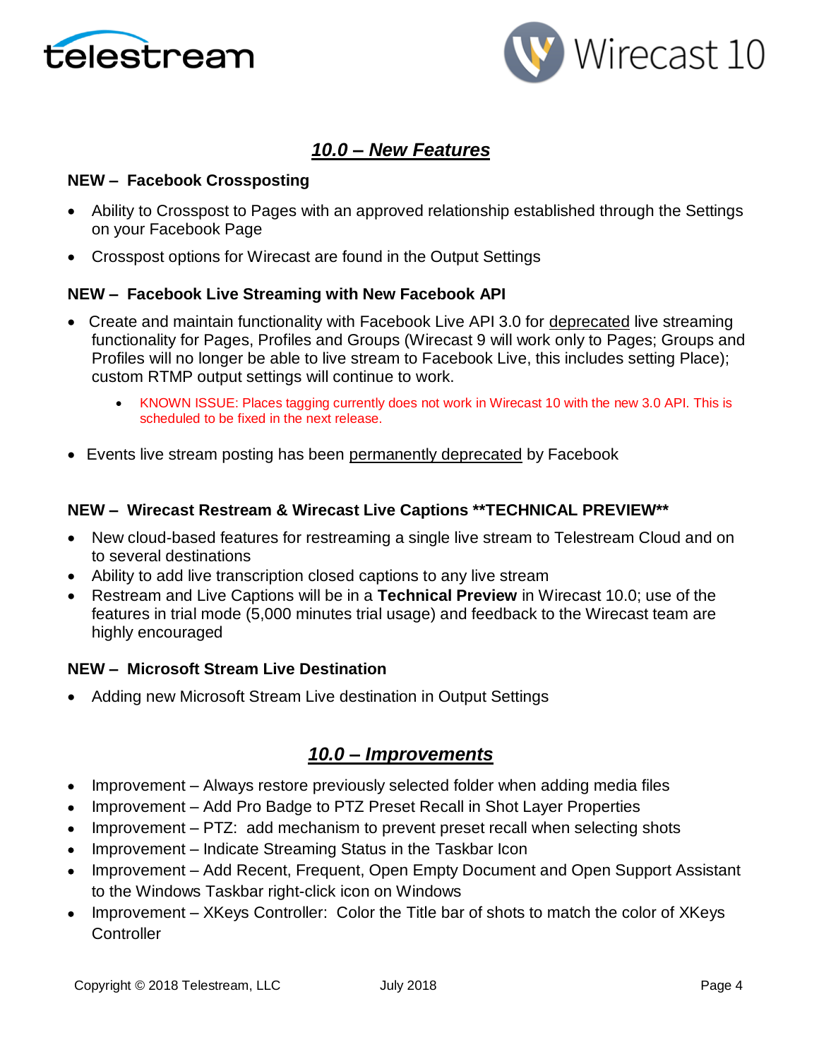## *10.0 – New Features*

**NEW – Facebook Crossposting**

- Ability to Crosspost to Pages with an approved relationship established through the Settings on your Facebook Page
- Crosspost options for Wirecast are found in the Output Settings

**NEW – Facebook Live Streaming with New Facebook API**

- Create and maintain functionality with Facebook Live API 3.0 for deprecated live streaming functionality for Pages, Profiles and Groups (Wirecast 9 will work only to Pages; Groups and Profiles will no longer be able to live stream to Facebook Live, this includes setting Place); custom RTMP output settings will continue to work.
  - KNOWN ISSUE: Places tagging currently does not work in Wirecast 10 with the new 3.0 API. This is scheduled to be fixed in the next release.
- Events live stream posting has been permanently deprecated by Facebook

**NEW – Wirecast Restream & Wirecast Live Captions **TECHNICAL PREVIEW****

- New cloud-based features for restreaming a single live stream to Telestream Cloud and on to several destinations
- Ability to add live transcription closed captions to any live stream
- Restream and Live Captions will be in a **Technical Preview** in Wirecast 10.0; use of the features in trial mode (5,000 minutes trial usage) and feedback to the Wirecast team are highly encouraged

**NEW – Microsoft Stream Live Destination**

- Adding new Microsoft Stream Live destination in Output Settings

## *10.0 – Improvements*

- Improvement – Always restore previously selected folder when adding media files
- Improvement – Add Pro Badge to PTZ Preset Recall in Shot Layer Properties
- Improvement – PTZ: add mechanism to prevent preset recall when selecting shots
- Improvement – Indicate Streaming Status in the Taskbar Icon
- Improvement – Add Recent, Frequent, Open Empty Document and Open Support Assistant to the Windows Taskbar right-click icon on Windows
- Improvement – XKeys Controller: Color the Title bar of shots to match the color of XKeys Controller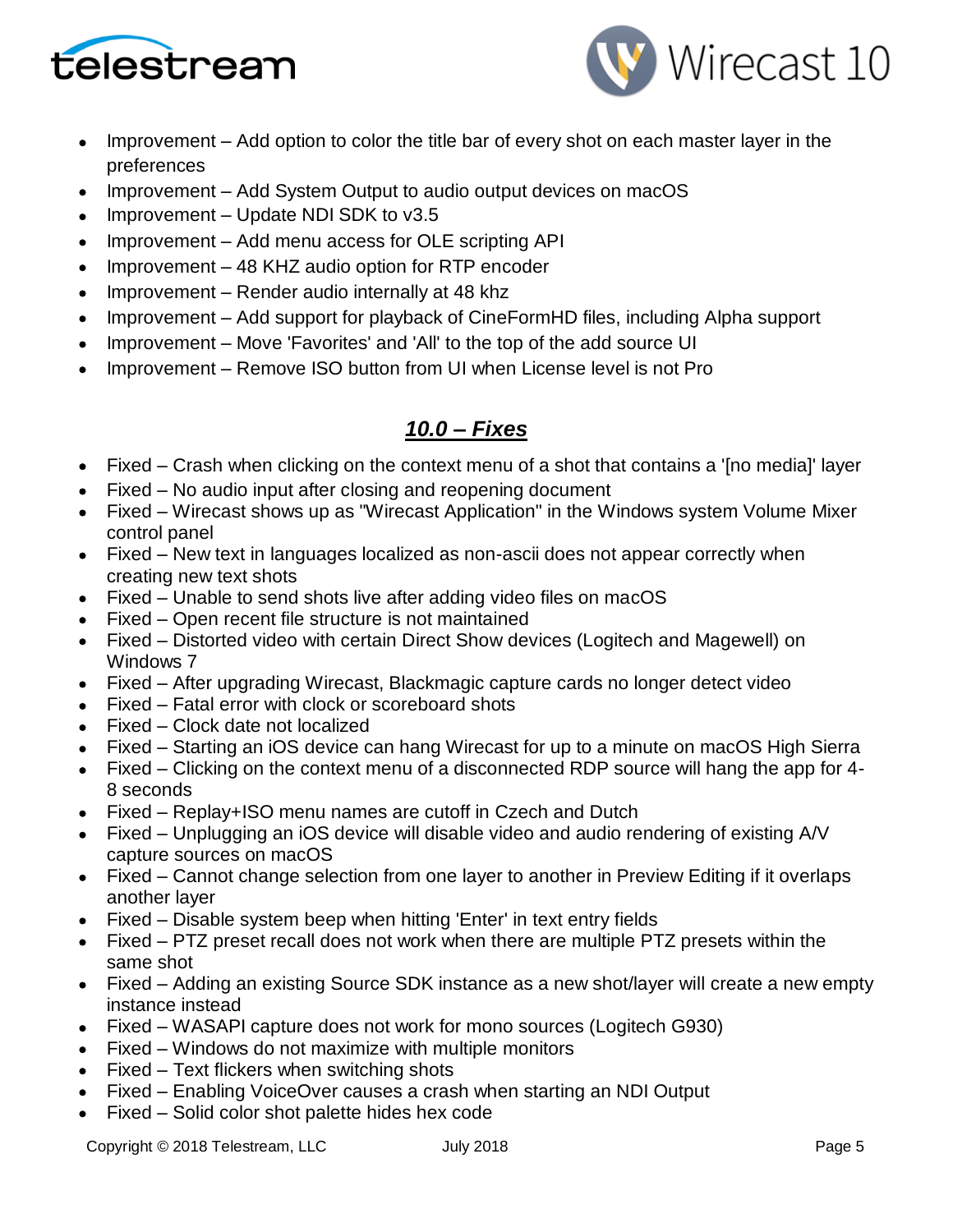- Improvement – Add option to color the title bar of every shot on each master layer in the preferences
- Improvement – Add System Output to audio output devices on macOS
- Improvement – Update NDI SDK to v3.5
- Improvement – Add menu access for OLE scripting API
- Improvement – 48 KHZ audio option for RTP encoder
- Improvement – Render audio internally at 48 khz
- Improvement – Add support for playback of CineFormHD files, including Alpha support
- Improvement – Move 'Favorites' and 'All' to the top of the add source UI
- Improvement – Remove ISO button from UI when License level is not Pro

## ***10.0 – Fixes***

- Fixed – Crash when clicking on the context menu of a shot that contains a '[no media]' layer
- Fixed – No audio input after closing and reopening document
- Fixed – Wirecast shows up as "Wirecast Application" in the Windows system Volume Mixer control panel
- Fixed – New text in languages localized as non-ascii does not appear correctly when creating new text shots
- Fixed – Unable to send shots live after adding video files on macOS
- Fixed – Open recent file structure is not maintained
- Fixed – Distorted video with certain Direct Show devices (Logitech and Magewell) on Windows 7
- Fixed – After upgrading Wirecast, Blackmagic capture cards no longer detect video
- Fixed – Fatal error with clock or scoreboard shots
- Fixed – Clock date not localized
- Fixed – Starting an iOS device can hang Wirecast for up to a minute on macOS High Sierra
- Fixed – Clicking on the context menu of a disconnected RDP source will hang the app for 4-8 seconds
- Fixed – Replay+ISO menu names are cutoff in Czech and Dutch
- Fixed – Unplugging an iOS device will disable video and audio rendering of existing A/V capture sources on macOS
- Fixed – Cannot change selection from one layer to another in Preview Editing if it overlaps another layer
- Fixed – Disable system beep when hitting 'Enter' in text entry fields
- Fixed – PTZ preset recall does not work when there are multiple PTZ presets within the same shot
- Fixed – Adding an existing Source SDK instance as a new shot/layer will create a new empty instance instead
- Fixed – WASAPI capture does not work for mono sources (Logitech G930)
- Fixed – Windows do not maximize with multiple monitors
- Fixed – Text flickers when switching shots
- Fixed – Enabling VoiceOver causes a crash when starting an NDI Output
- Fixed – Solid color shot palette hides hex code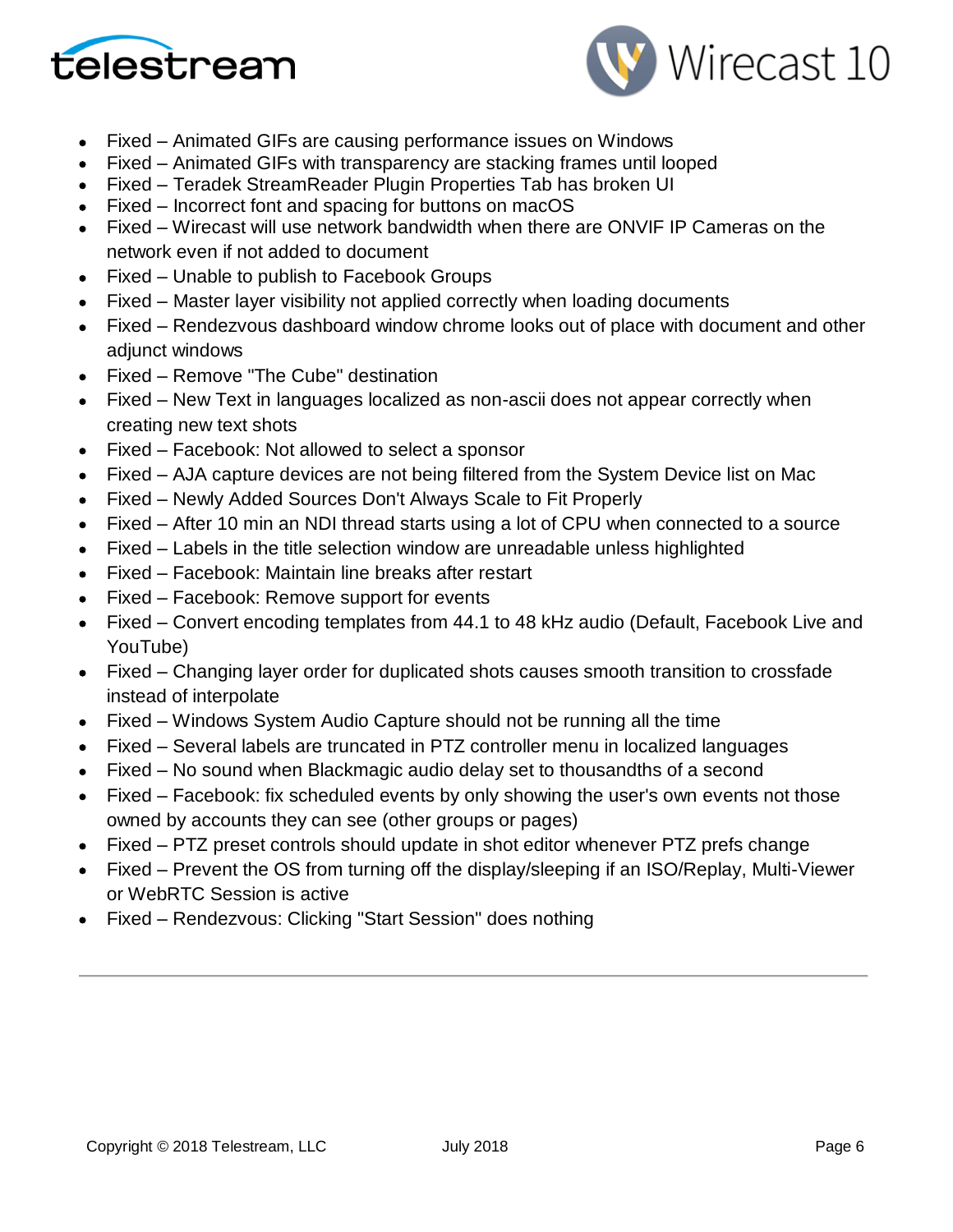- Fixed – Animated GIFs are causing performance issues on Windows
- Fixed – Animated GIFs with transparency are stacking frames until looped
- Fixed – Teradek StreamReader Plugin Properties Tab has broken UI
- Fixed – Incorrect font and spacing for buttons on macOS
- Fixed – Wirecast will use network bandwidth when there are ONVIF IP Cameras on the network even if not added to document
- Fixed – Unable to publish to Facebook Groups
- Fixed – Master layer visibility not applied correctly when loading documents
- Fixed – Rendezvous dashboard window chrome looks out of place with document and other adjunct windows
- Fixed – Remove "The Cube" destination
- Fixed – New Text in languages localized as non-ascii does not appear correctly when creating new text shots
- Fixed – Facebook: Not allowed to select a sponsor
- Fixed – AJA capture devices are not being filtered from the System Device list on Mac
- Fixed – Newly Added Sources Don't Always Scale to Fit Properly
- Fixed – After 10 min an NDI thread starts using a lot of CPU when connected to a source
- Fixed – Labels in the title selection window are unreadable unless highlighted
- Fixed – Facebook: Maintain line breaks after restart
- Fixed – Facebook: Remove support for events
- Fixed – Convert encoding templates from 44.1 to 48 kHz audio (Default, Facebook Live and YouTube)
- Fixed – Changing layer order for duplicated shots causes smooth transition to crossfade instead of interpolate
- Fixed – Windows System Audio Capture should not be running all the time
- Fixed – Several labels are truncated in PTZ controller menu in localized languages
- Fixed – No sound when Blackmagic audio delay set to thousandths of a second
- Fixed – Facebook: fix scheduled events by only showing the user's own events not those owned by accounts they can see (other groups or pages)
- Fixed – PTZ preset controls should update in shot editor whenever PTZ prefs change
- Fixed – Prevent the OS from turning off the display/sleeping if an ISO/Replay, Multi-Viewer or WebRTC Session is active
- Fixed – Rendezvous: Clicking "Start Session" does nothing